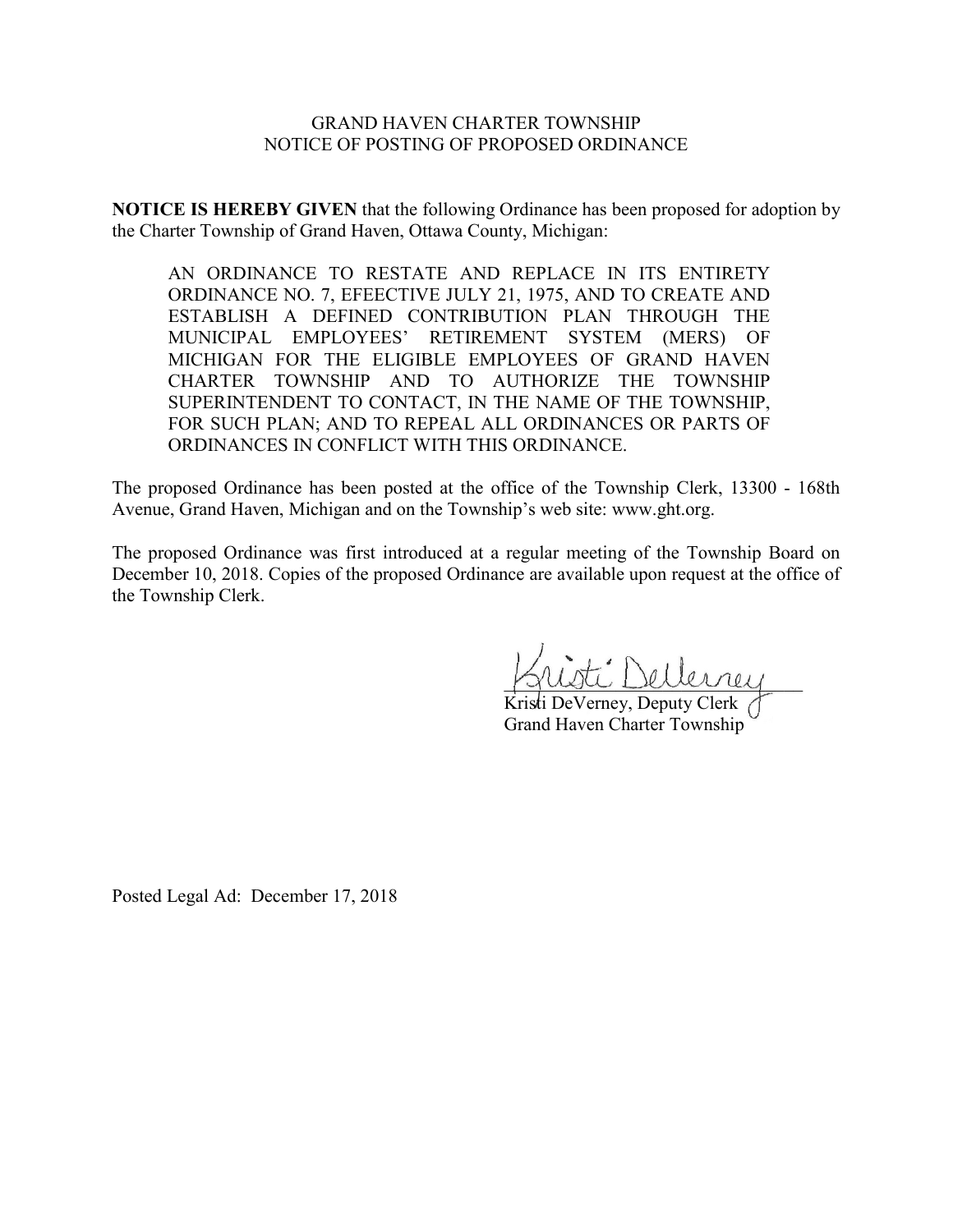GRAND HAVEN CHARTER TOWNSHIP
NOTICE OF POSTING OF PROPOSED ORDINANCE

**NOTICE IS HEREBY GIVEN** that the following Ordinance has been proposed for adoption by the Charter Township of Grand Haven, Ottawa County, Michigan:

> AN ORDINANCE TO RESTATE AND REPLACE IN ITS ENTIRETY ORDINANCE NO. 7, EFEECTIVE JULY 21, 1975, AND TO CREATE AND ESTABLISH A DEFINED CONTRIBUTION PLAN THROUGH THE MUNICIPAL EMPLOYEES' RETIREMENT SYSTEM (MERS) OF MICHIGAN FOR THE ELIGIBLE EMPLOYEES OF GRAND HAVEN CHARTER TOWNSHIP AND TO AUTHORIZE THE TOWNSHIP SUPERINTENDENT TO CONTACT, IN THE NAME OF THE TOWNSHIP, FOR SUCH PLAN; AND TO REPEAL ALL ORDINANCES OR PARTS OF ORDINANCES IN CONFLICT WITH THIS ORDINANCE.

The proposed Ordinance has been posted at the office of the Township Clerk, 13300 - 168th Avenue, Grand Haven, Michigan and on the Township's web site: www.ght.org.

The proposed Ordinance was first introduced at a regular meeting of the Township Board on December 10, 2018. Copies of the proposed Ordinance are available upon request at the office of the Township Clerk.

Kristi DeVerney, Deputy Clerk
Grand Haven Charter Township

Posted Legal Ad: December 17, 2018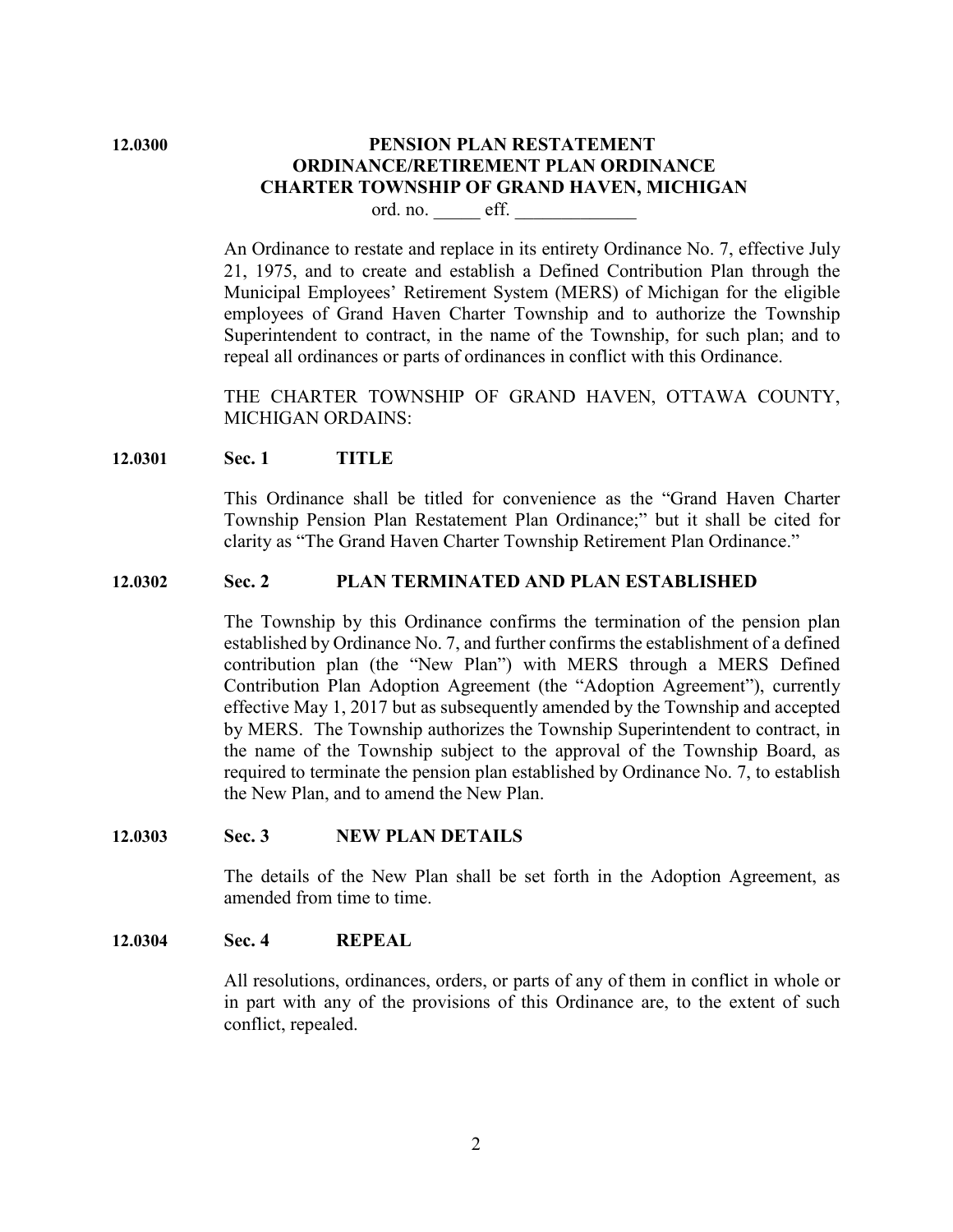**12.0300**

# PENSION PLAN RESTATEMENT ORDINANCE/RETIREMENT PLAN ORDINANCE CHARTER TOWNSHIP OF GRAND HAVEN, MICHIGAN

ord. no. _____ eff. _____________

An Ordinance to restate and replace in its entirety Ordinance No. 7, effective July 21, 1975, and to create and establish a Defined Contribution Plan through the Municipal Employees' Retirement System (MERS) of Michigan for the eligible employees of Grand Haven Charter Township and to authorize the Township Superintendent to contract, in the name of the Township, for such plan; and to repeal all ordinances or parts of ordinances in conflict with this Ordinance.

THE CHARTER TOWNSHIP OF GRAND HAVEN, OTTAWA COUNTY, MICHIGAN ORDAINS:

## 12.0301 Sec. 1 TITLE

This Ordinance shall be titled for convenience as the "Grand Haven Charter Township Pension Plan Restatement Plan Ordinance;" but it shall be cited for clarity as "The Grand Haven Charter Township Retirement Plan Ordinance."

## 12.0302 Sec. 2 PLAN TERMINATED AND PLAN ESTABLISHED

The Township by this Ordinance confirms the termination of the pension plan established by Ordinance No. 7, and further confirms the establishment of a defined contribution plan (the "New Plan") with MERS through a MERS Defined Contribution Plan Adoption Agreement (the "Adoption Agreement"), currently effective May 1, 2017 but as subsequently amended by the Township and accepted by MERS. The Township authorizes the Township Superintendent to contract, in the name of the Township subject to the approval of the Township Board, as required to terminate the pension plan established by Ordinance No. 7, to establish the New Plan, and to amend the New Plan.

## 12.0303 Sec. 3 NEW PLAN DETAILS

The details of the New Plan shall be set forth in the Adoption Agreement, as amended from time to time.

## 12.0304 Sec. 4 REPEAL

All resolutions, ordinances, orders, or parts of any of them in conflict in whole or in part with any of the provisions of this Ordinance are, to the extent of such conflict, repealed.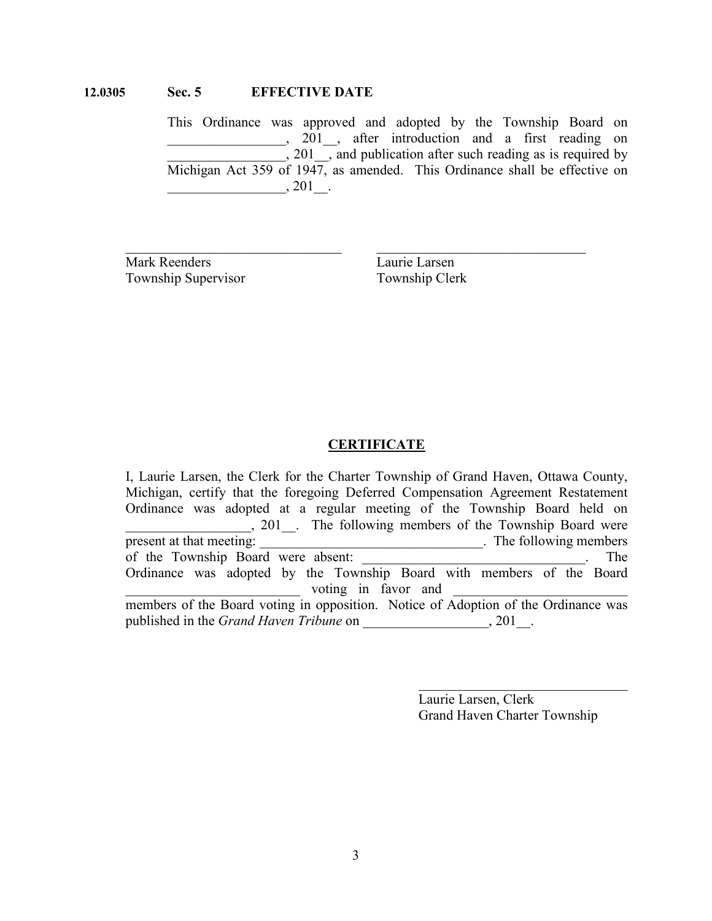**12.0305 Sec. 5 EFFECTIVE DATE**

This Ordinance was approved and adopted by the Township Board on _________________, 201__, after introduction and a first reading on _________________, 201__, and publication after such reading as is required by Michigan Act 359 of 1947, as amended. This Ordinance shall be effective on _________________, 201__.

| | |
|---|---|
| _______________________________ | _______________________________ |
| Mark Reenders | Laurie Larsen |
| Township Supervisor | Township Clerk |

## CERTIFICATE

I, Laurie Larsen, the Clerk for the Charter Township of Grand Haven, Ottawa County, Michigan, certify that the foregoing Deferred Compensation Agreement Restatement Ordinance was adopted at a regular meeting of the Township Board held on _________________, 201__. The following members of the Township Board were present at that meeting: ________________________________. The following members of the Township Board were absent: ________________________________. The Ordinance was adopted by the Township Board with members of the Board _________________________ voting in favor and _________________________ members of the Board voting in opposition. Notice of Adoption of the Ordinance was published in the *Grand Haven Tribune* on __________________, 201__.

_______________________________
Laurie Larsen, Clerk
Grand Haven Charter Township